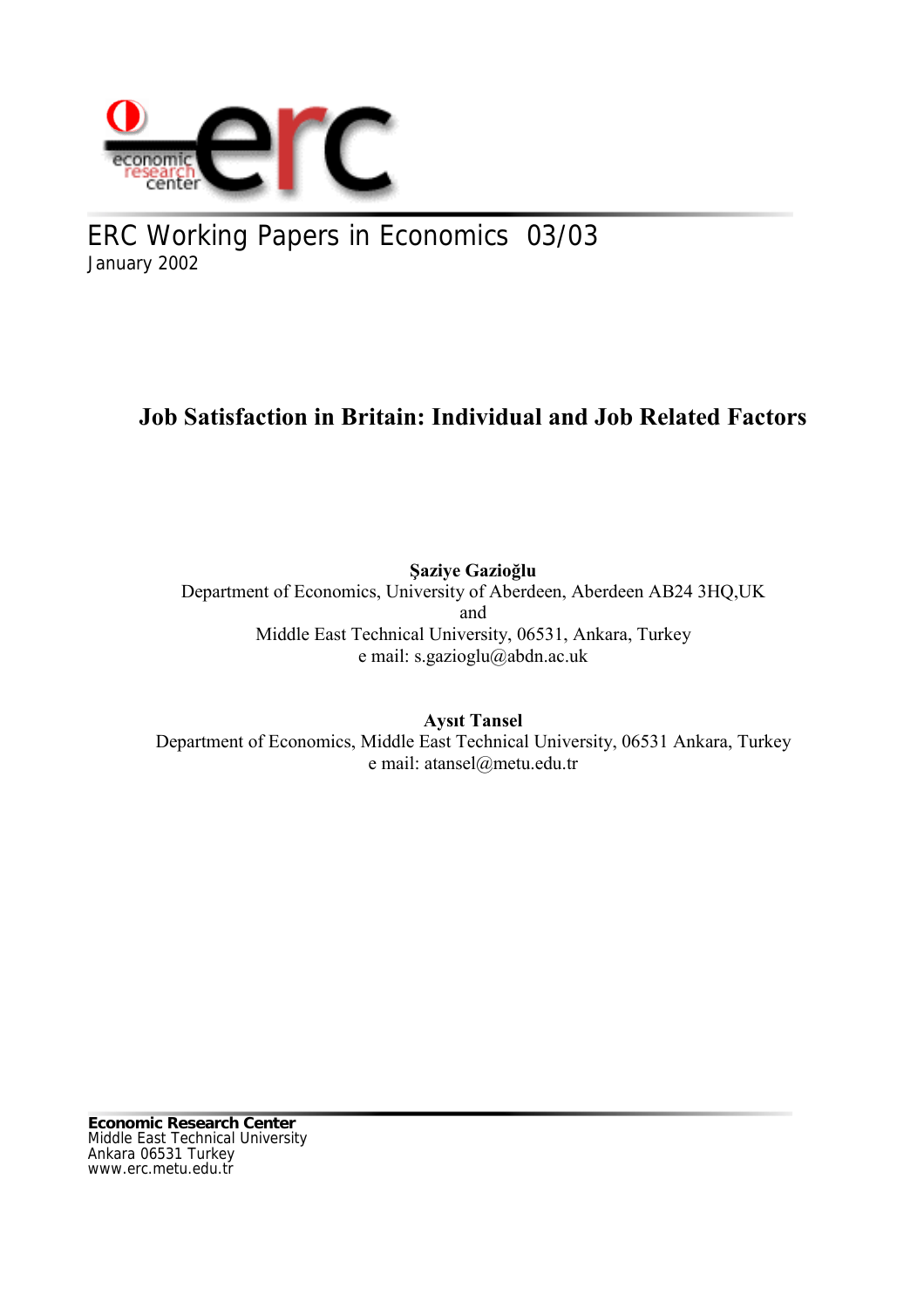ERC Working Papers in Economics 03/03
January 2002

# Job Satisfaction in Britain: Individual and Job Related Factors

**Şaziye Gazioğlu**
Department of Economics, University of Aberdeen, Aberdeen AB24 3HQ,UK
and
Middle East Technical University, 06531, Ankara, Turkey
e mail: s.gazioglu@abdn.ac.uk

**Aysıt Tansel**
Department of Economics, Middle East Technical University, 06531 Ankara, Turkey
e mail: atansel@metu.edu.tr

**Economic Research Center**
Middle East Technical University
Ankara 06531 Turkey
www.erc.metu.edu.tr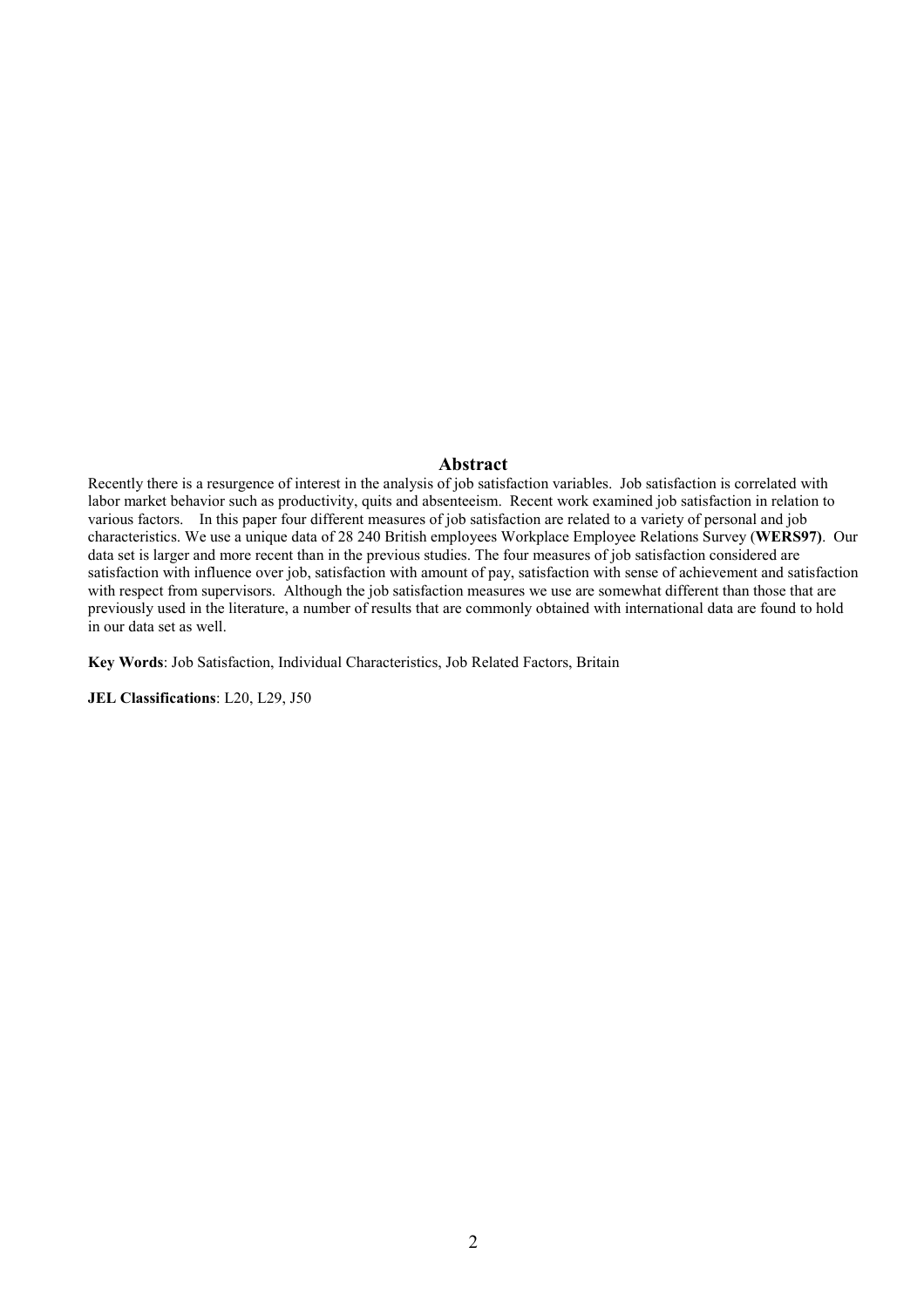## Abstract

Recently there is a resurgence of interest in the analysis of job satisfaction variables. Job satisfaction is correlated with labor market behavior such as productivity, quits and absenteeism. Recent work examined job satisfaction in relation to various factors. In this paper four different measures of job satisfaction are related to a variety of personal and job characteristics. We use a unique data of 28 240 British employees Workplace Employee Relations Survey (**WERS97**). Our data set is larger and more recent than in the previous studies. The four measures of job satisfaction considered are satisfaction with influence over job, satisfaction with amount of pay, satisfaction with sense of achievement and satisfaction with respect from supervisors. Although the job satisfaction measures we use are somewhat different than those that are previously used in the literature, a number of results that are commonly obtained with international data are found to hold in our data set as well.

**Key Words**: Job Satisfaction, Individual Characteristics, Job Related Factors, Britain

**JEL Classifications**: L20, L29, J50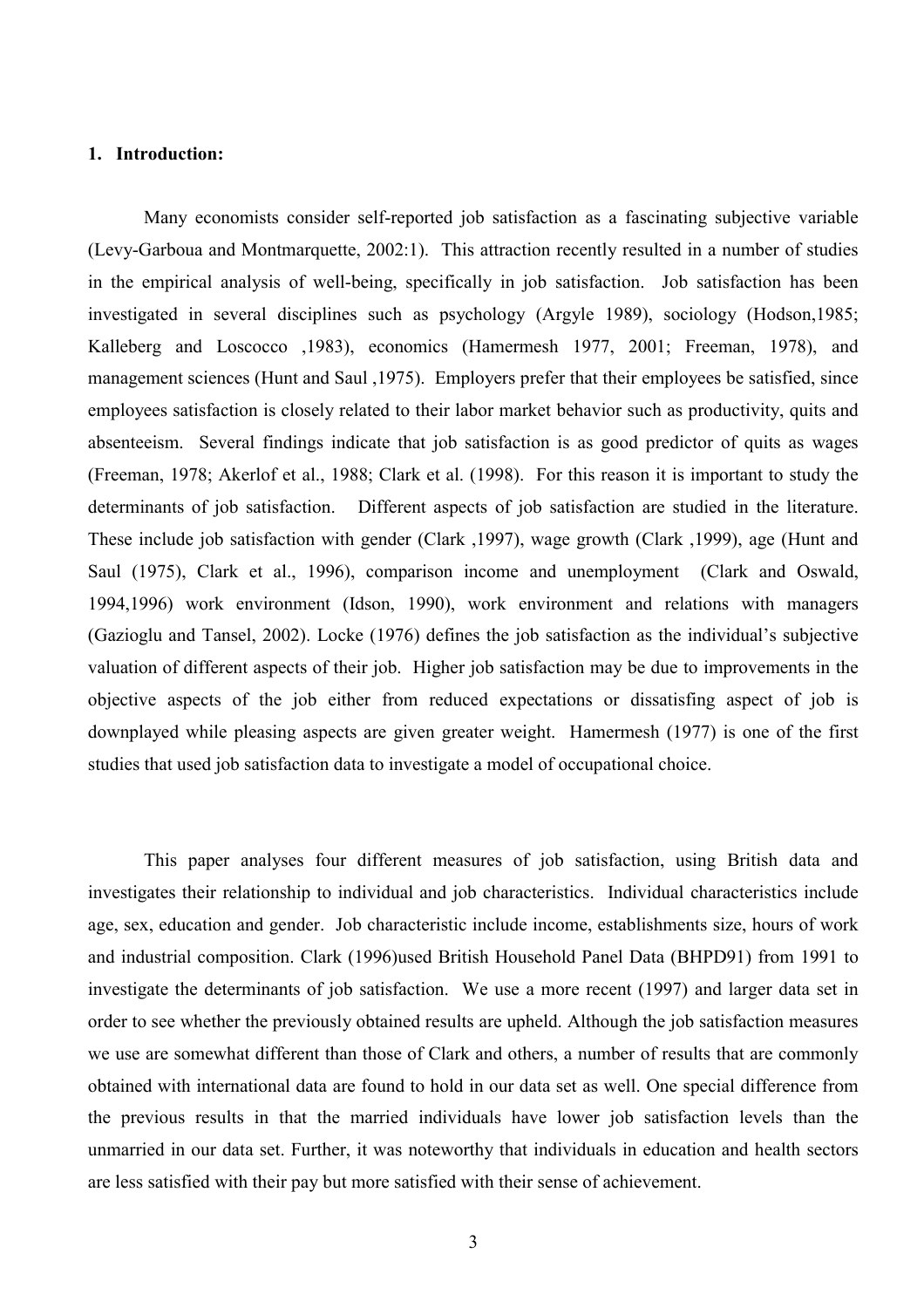## 1. Introduction:

Many economists consider self-reported job satisfaction as a fascinating subjective variable (Levy-Garboua and Montmarquette, 2002:1). This attraction recently resulted in a number of studies in the empirical analysis of well-being, specifically in job satisfaction. Job satisfaction has been investigated in several disciplines such as psychology (Argyle 1989), sociology (Hodson,1985; Kalleberg and Loscocco ,1983), economics (Hamermesh 1977, 2001; Freeman, 1978), and management sciences (Hunt and Saul ,1975). Employers prefer that their employees be satisfied, since employees satisfaction is closely related to their labor market behavior such as productivity, quits and absenteeism. Several findings indicate that job satisfaction is as good predictor of quits as wages (Freeman, 1978; Akerlof et al., 1988; Clark et al. (1998). For this reason it is important to study the determinants of job satisfaction. Different aspects of job satisfaction are studied in the literature. These include job satisfaction with gender (Clark ,1997), wage growth (Clark ,1999), age (Hunt and Saul (1975), Clark et al., 1996), comparison income and unemployment (Clark and Oswald, 1994,1996) work environment (Idson, 1990), work environment and relations with managers (Gazioglu and Tansel, 2002). Locke (1976) defines the job satisfaction as the individual's subjective valuation of different aspects of their job. Higher job satisfaction may be due to improvements in the objective aspects of the job either from reduced expectations or dissatisfing aspect of job is downplayed while pleasing aspects are given greater weight. Hamermesh (1977) is one of the first studies that used job satisfaction data to investigate a model of occupational choice.

This paper analyses four different measures of job satisfaction, using British data and investigates their relationship to individual and job characteristics. Individual characteristics include age, sex, education and gender. Job characteristic include income, establishments size, hours of work and industrial composition. Clark (1996)used British Household Panel Data (BHPD91) from 1991 to investigate the determinants of job satisfaction. We use a more recent (1997) and larger data set in order to see whether the previously obtained results are upheld. Although the job satisfaction measures we use are somewhat different than those of Clark and others, a number of results that are commonly obtained with international data are found to hold in our data set as well. One special difference from the previous results in that the married individuals have lower job satisfaction levels than the unmarried in our data set. Further, it was noteworthy that individuals in education and health sectors are less satisfied with their pay but more satisfied with their sense of achievement.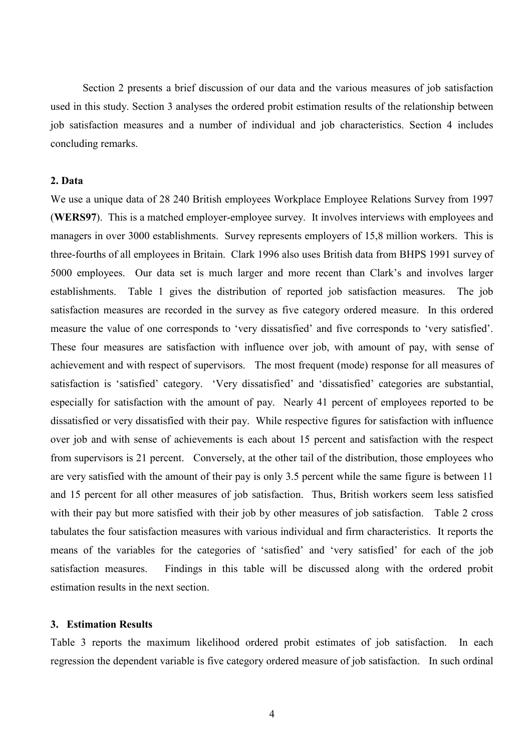Section 2 presents a brief discussion of our data and the various measures of job satisfaction used in this study. Section 3 analyses the ordered probit estimation results of the relationship between job satisfaction measures and a number of individual and job characteristics. Section 4 includes concluding remarks.

## 2. Data

We use a unique data of 28 240 British employees Workplace Employee Relations Survey from 1997 (**WERS97**). This is a matched employer-employee survey. It involves interviews with employees and managers in over 3000 establishments. Survey represents employers of 15,8 million workers. This is three-fourths of all employees in Britain. Clark 1996 also uses British data from BHPS 1991 survey of 5000 employees. Our data set is much larger and more recent than Clark's and involves larger establishments. Table 1 gives the distribution of reported job satisfaction measures. The job satisfaction measures are recorded in the survey as five category ordered measure. In this ordered measure the value of one corresponds to 'very dissatisfied' and five corresponds to 'very satisfied'. These four measures are satisfaction with influence over job, with amount of pay, with sense of achievement and with respect of supervisors. The most frequent (mode) response for all measures of satisfaction is 'satisfied' category. 'Very dissatisfied' and 'dissatisfied' categories are substantial, especially for satisfaction with the amount of pay. Nearly 41 percent of employees reported to be dissatisfied or very dissatisfied with their pay. While respective figures for satisfaction with influence over job and with sense of achievements is each about 15 percent and satisfaction with the respect from supervisors is 21 percent. Conversely, at the other tail of the distribution, those employees who are very satisfied with the amount of their pay is only 3.5 percent while the same figure is between 11 and 15 percent for all other measures of job satisfaction. Thus, British workers seem less satisfied with their pay but more satisfied with their job by other measures of job satisfaction. Table 2 cross tabulates the four satisfaction measures with various individual and firm characteristics. It reports the means of the variables for the categories of 'satisfied' and 'very satisfied' for each of the job satisfaction measures. Findings in this table will be discussed along with the ordered probit estimation results in the next section.

## 3. Estimation Results

Table 3 reports the maximum likelihood ordered probit estimates of job satisfaction. In each regression the dependent variable is five category ordered measure of job satisfaction. In such ordinal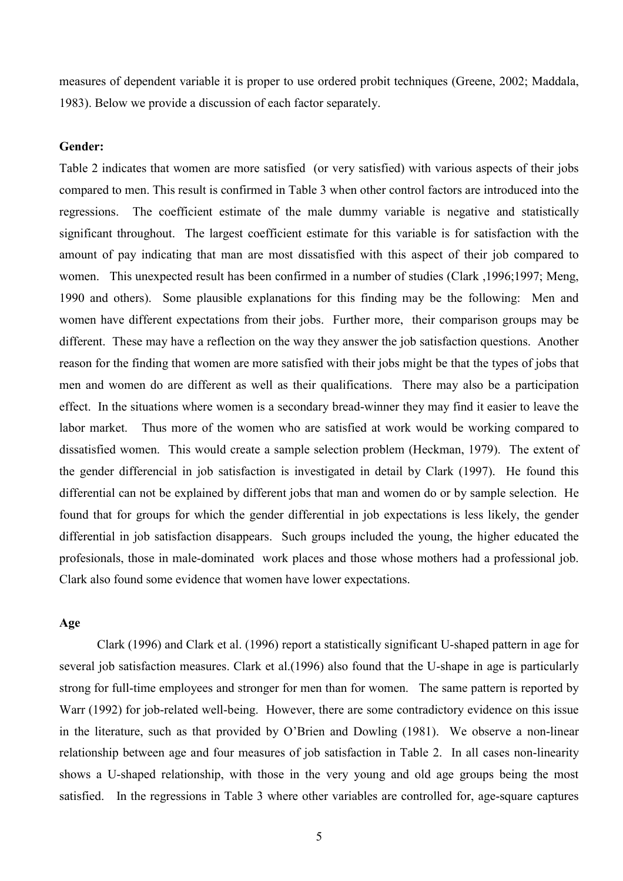measures of dependent variable it is proper to use ordered probit techniques (Greene, 2002; Maddala, 1983). Below we provide a discussion of each factor separately.

**Gender:**

Table 2 indicates that women are more satisfied (or very satisfied) with various aspects of their jobs compared to men. This result is confirmed in Table 3 when other control factors are introduced into the regressions. The coefficient estimate of the male dummy variable is negative and statistically significant throughout. The largest coefficient estimate for this variable is for satisfaction with the amount of pay indicating that man are most dissatisfied with this aspect of their job compared to women. This unexpected result has been confirmed in a number of studies (Clark ,1996;1997; Meng, 1990 and others). Some plausible explanations for this finding may be the following: Men and women have different expectations from their jobs. Further more, their comparison groups may be different. These may have a reflection on the way they answer the job satisfaction questions. Another reason for the finding that women are more satisfied with their jobs might be that the types of jobs that men and women do are different as well as their qualifications. There may also be a participation effect. In the situations where women is a secondary bread-winner they may find it easier to leave the labor market. Thus more of the women who are satisfied at work would be working compared to dissatisfied women. This would create a sample selection problem (Heckman, 1979). The extent of the gender differencial in job satisfaction is investigated in detail by Clark (1997). He found this differential can not be explained by different jobs that man and women do or by sample selection. He found that for groups for which the gender differential in job expectations is less likely, the gender differential in job satisfaction disappears. Such groups included the young, the higher educated the profesionals, those in male-dominated work places and those whose mothers had a professional job. Clark also found some evidence that women have lower expectations.

**Age**

Clark (1996) and Clark et al. (1996) report a statistically significant U-shaped pattern in age for several job satisfaction measures. Clark et al.(1996) also found that the U-shape in age is particularly strong for full-time employees and stronger for men than for women. The same pattern is reported by Warr (1992) for job-related well-being. However, there are some contradictory evidence on this issue in the literature, such as that provided by O'Brien and Dowling (1981). We observe a non-linear relationship between age and four measures of job satisfaction in Table 2. In all cases non-linearity shows a U-shaped relationship, with those in the very young and old age groups being the most satisfied. In the regressions in Table 3 where other variables are controlled for, age-square captures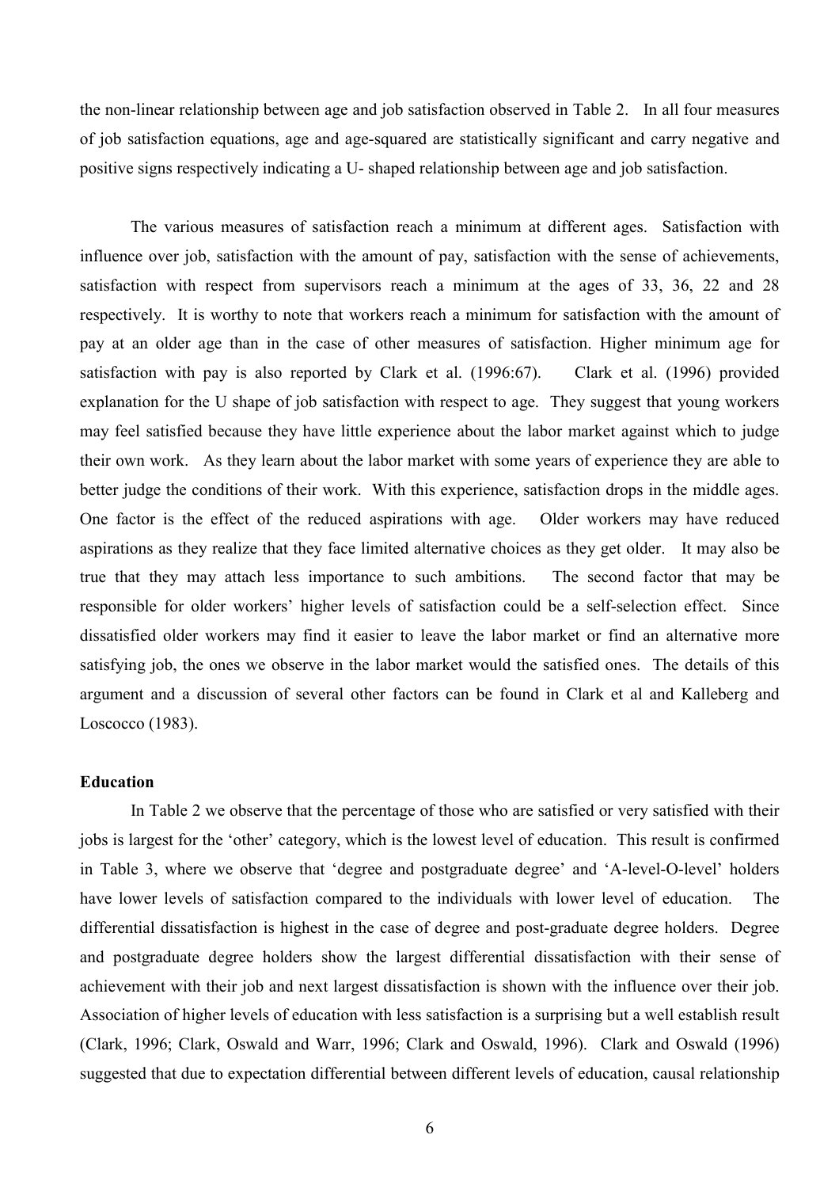the non-linear relationship between age and job satisfaction observed in Table 2. In all four measures of job satisfaction equations, age and age-squared are statistically significant and carry negative and positive signs respectively indicating a U- shaped relationship between age and job satisfaction.

The various measures of satisfaction reach a minimum at different ages. Satisfaction with influence over job, satisfaction with the amount of pay, satisfaction with the sense of achievements, satisfaction with respect from supervisors reach a minimum at the ages of 33, 36, 22 and 28 respectively. It is worthy to note that workers reach a minimum for satisfaction with the amount of pay at an older age than in the case of other measures of satisfaction. Higher minimum age for satisfaction with pay is also reported by Clark et al. (1996:67). Clark et al. (1996) provided explanation for the U shape of job satisfaction with respect to age. They suggest that young workers may feel satisfied because they have little experience about the labor market against which to judge their own work. As they learn about the labor market with some years of experience they are able to better judge the conditions of their work. With this experience, satisfaction drops in the middle ages. One factor is the effect of the reduced aspirations with age. Older workers may have reduced aspirations as they realize that they face limited alternative choices as they get older. It may also be true that they may attach less importance to such ambitions. The second factor that may be responsible for older workers' higher levels of satisfaction could be a self-selection effect. Since dissatisfied older workers may find it easier to leave the labor market or find an alternative more satisfying job, the ones we observe in the labor market would the satisfied ones. The details of this argument and a discussion of several other factors can be found in Clark et al and Kalleberg and Loscocco (1983).

**Education**

In Table 2 we observe that the percentage of those who are satisfied or very satisfied with their jobs is largest for the 'other' category, which is the lowest level of education. This result is confirmed in Table 3, where we observe that 'degree and postgraduate degree' and 'A-level-O-level' holders have lower levels of satisfaction compared to the individuals with lower level of education. The differential dissatisfaction is highest in the case of degree and post-graduate degree holders. Degree and postgraduate degree holders show the largest differential dissatisfaction with their sense of achievement with their job and next largest dissatisfaction is shown with the influence over their job. Association of higher levels of education with less satisfaction is a surprising but a well establish result (Clark, 1996; Clark, Oswald and Warr, 1996; Clark and Oswald, 1996). Clark and Oswald (1996) suggested that due to expectation differential between different levels of education, causal relationship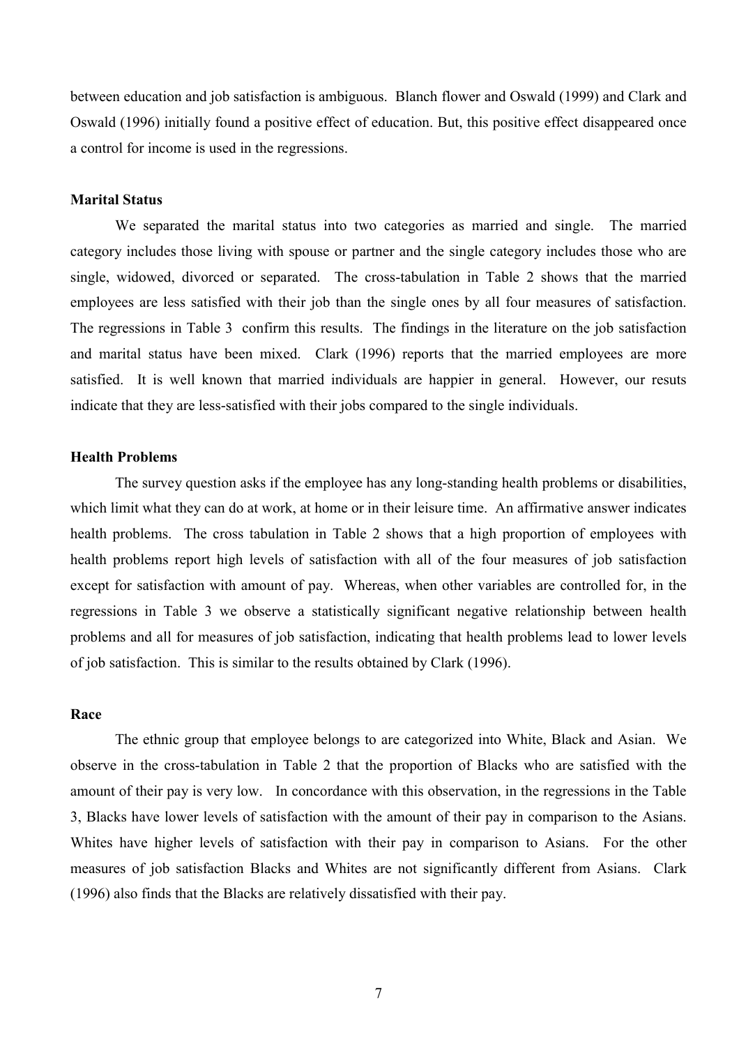between education and job satisfaction is ambiguous. Blanch flower and Oswald (1999) and Clark and Oswald (1996) initially found a positive effect of education. But, this positive effect disappeared once a control for income is used in the regressions.

**Marital Status**

We separated the marital status into two categories as married and single. The married category includes those living with spouse or partner and the single category includes those who are single, widowed, divorced or separated. The cross-tabulation in Table 2 shows that the married employees are less satisfied with their job than the single ones by all four measures of satisfaction. The regressions in Table 3 confirm this results. The findings in the literature on the job satisfaction and marital status have been mixed. Clark (1996) reports that the married employees are more satisfied. It is well known that married individuals are happier in general. However, our resuts indicate that they are less-satisfied with their jobs compared to the single individuals.

**Health Problems**

The survey question asks if the employee has any long-standing health problems or disabilities, which limit what they can do at work, at home or in their leisure time. An affirmative answer indicates health problems. The cross tabulation in Table 2 shows that a high proportion of employees with health problems report high levels of satisfaction with all of the four measures of job satisfaction except for satisfaction with amount of pay. Whereas, when other variables are controlled for, in the regressions in Table 3 we observe a statistically significant negative relationship between health problems and all for measures of job satisfaction, indicating that health problems lead to lower levels of job satisfaction. This is similar to the results obtained by Clark (1996).

**Race**

The ethnic group that employee belongs to are categorized into White, Black and Asian. We observe in the cross-tabulation in Table 2 that the proportion of Blacks who are satisfied with the amount of their pay is very low. In concordance with this observation, in the regressions in the Table 3, Blacks have lower levels of satisfaction with the amount of their pay in comparison to the Asians. Whites have higher levels of satisfaction with their pay in comparison to Asians. For the other measures of job satisfaction Blacks and Whites are not significantly different from Asians. Clark (1996) also finds that the Blacks are relatively dissatisfied with their pay.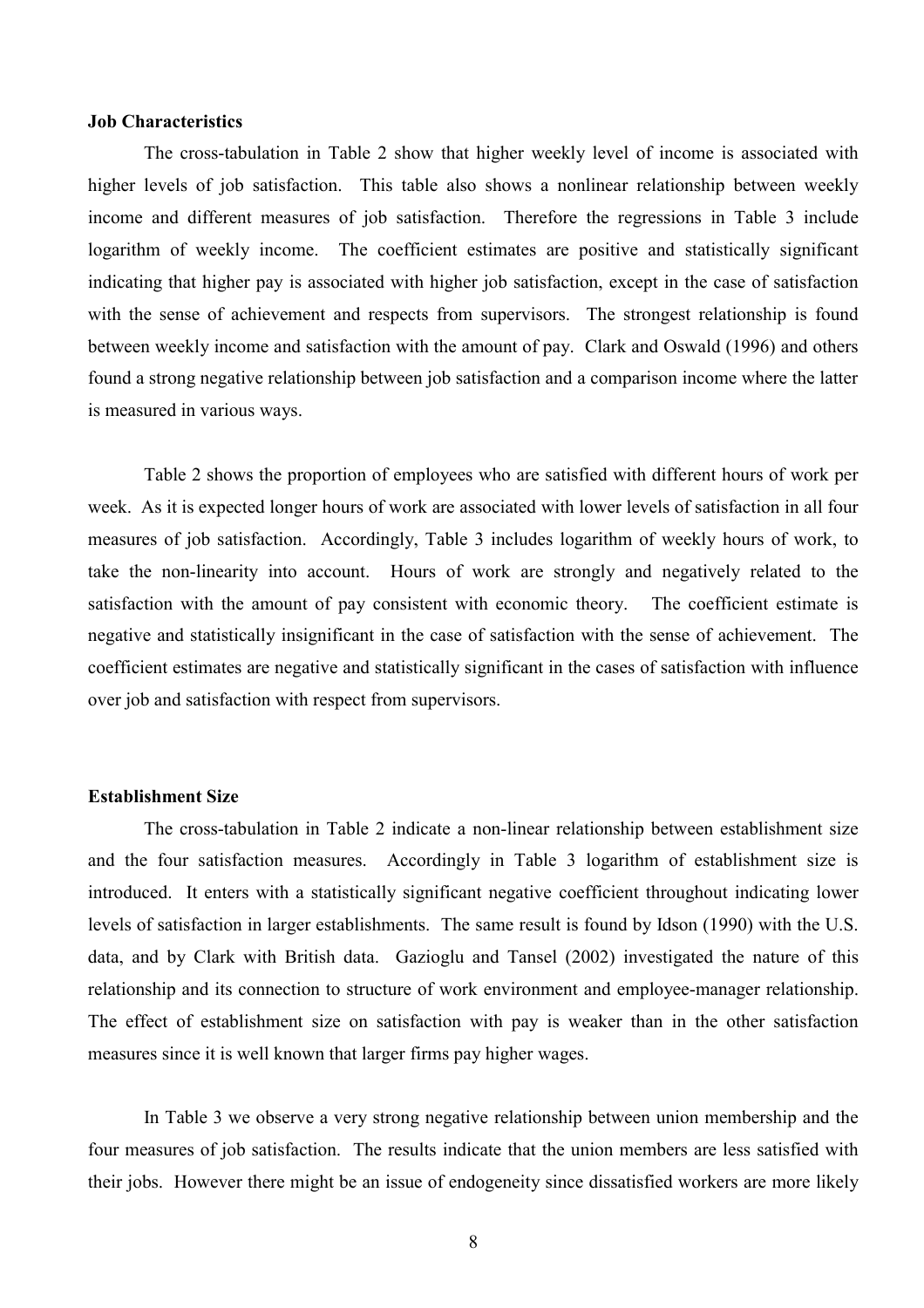**Job Characteristics**

The cross-tabulation in Table 2 show that higher weekly level of income is associated with higher levels of job satisfaction. This table also shows a nonlinear relationship between weekly income and different measures of job satisfaction. Therefore the regressions in Table 3 include logarithm of weekly income. The coefficient estimates are positive and statistically significant indicating that higher pay is associated with higher job satisfaction, except in the case of satisfaction with the sense of achievement and respects from supervisors. The strongest relationship is found between weekly income and satisfaction with the amount of pay. Clark and Oswald (1996) and others found a strong negative relationship between job satisfaction and a comparison income where the latter is measured in various ways.

Table 2 shows the proportion of employees who are satisfied with different hours of work per week. As it is expected longer hours of work are associated with lower levels of satisfaction in all four measures of job satisfaction. Accordingly, Table 3 includes logarithm of weekly hours of work, to take the non-linearity into account. Hours of work are strongly and negatively related to the satisfaction with the amount of pay consistent with economic theory. The coefficient estimate is negative and statistically insignificant in the case of satisfaction with the sense of achievement. The coefficient estimates are negative and statistically significant in the cases of satisfaction with influence over job and satisfaction with respect from supervisors.

**Establishment Size**

The cross-tabulation in Table 2 indicate a non-linear relationship between establishment size and the four satisfaction measures. Accordingly in Table 3 logarithm of establishment size is introduced. It enters with a statistically significant negative coefficient throughout indicating lower levels of satisfaction in larger establishments. The same result is found by Idson (1990) with the U.S. data, and by Clark with British data. Gazioglu and Tansel (2002) investigated the nature of this relationship and its connection to structure of work environment and employee-manager relationship. The effect of establishment size on satisfaction with pay is weaker than in the other satisfaction measures since it is well known that larger firms pay higher wages.

In Table 3 we observe a very strong negative relationship between union membership and the four measures of job satisfaction. The results indicate that the union members are less satisfied with their jobs. However there might be an issue of endogeneity since dissatisfied workers are more likely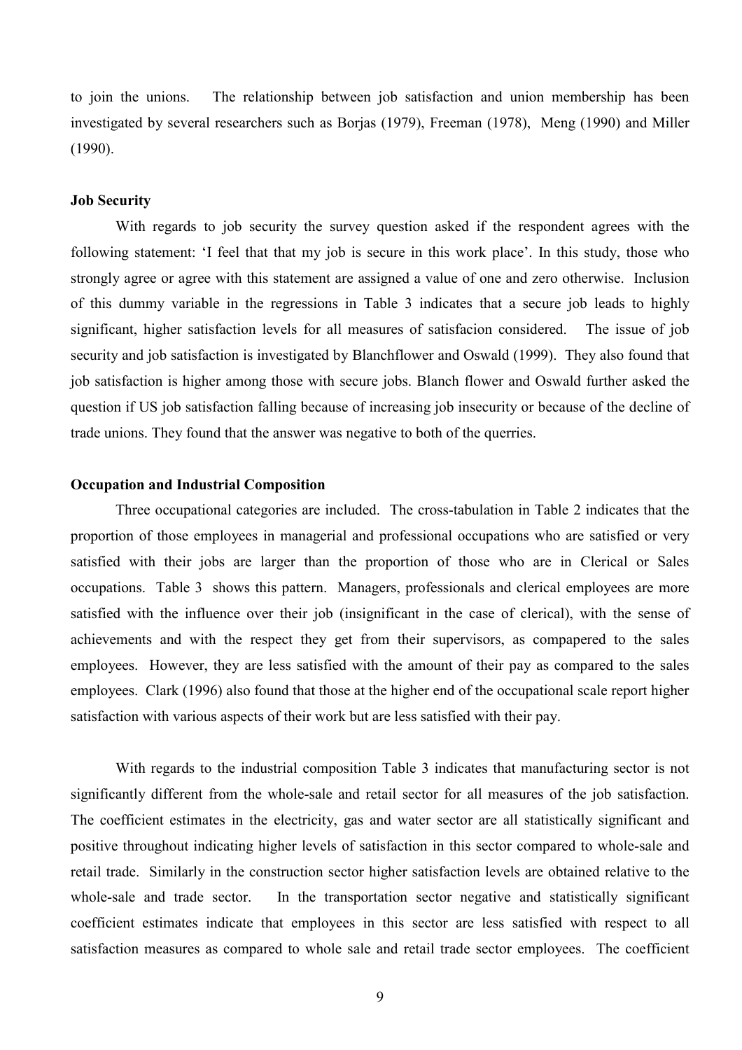to join the unions. The relationship between job satisfaction and union membership has been investigated by several researchers such as Borjas (1979), Freeman (1978), Meng (1990) and Miller (1990).

**Job Security**

With regards to job security the survey question asked if the respondent agrees with the following statement: 'I feel that that my job is secure in this work place'. In this study, those who strongly agree or agree with this statement are assigned a value of one and zero otherwise. Inclusion of this dummy variable in the regressions in Table 3 indicates that a secure job leads to highly significant, higher satisfaction levels for all measures of satisfacion considered. The issue of job security and job satisfaction is investigated by Blanchflower and Oswald (1999). They also found that job satisfaction is higher among those with secure jobs. Blanch flower and Oswald further asked the question if US job satisfaction falling because of increasing job insecurity or because of the decline of trade unions. They found that the answer was negative to both of the querries.

**Occupation and Industrial Composition**

Three occupational categories are included. The cross-tabulation in Table 2 indicates that the proportion of those employees in managerial and professional occupations who are satisfied or very satisfied with their jobs are larger than the proportion of those who are in Clerical or Sales occupations. Table 3 shows this pattern. Managers, professionals and clerical employees are more satisfied with the influence over their job (insignificant in the case of clerical), with the sense of achievements and with the respect they get from their supervisors, as compapered to the sales employees. However, they are less satisfied with the amount of their pay as compared to the sales employees. Clark (1996) also found that those at the higher end of the occupational scale report higher satisfaction with various aspects of their work but are less satisfied with their pay.

With regards to the industrial composition Table 3 indicates that manufacturing sector is not significantly different from the whole-sale and retail sector for all measures of the job satisfaction. The coefficient estimates in the electricity, gas and water sector are all statistically significant and positive throughout indicating higher levels of satisfaction in this sector compared to whole-sale and retail trade. Similarly in the construction sector higher satisfaction levels are obtained relative to the whole-sale and trade sector. In the transportation sector negative and statistically significant coefficient estimates indicate that employees in this sector are less satisfied with respect to all satisfaction measures as compared to whole sale and retail trade sector employees. The coefficient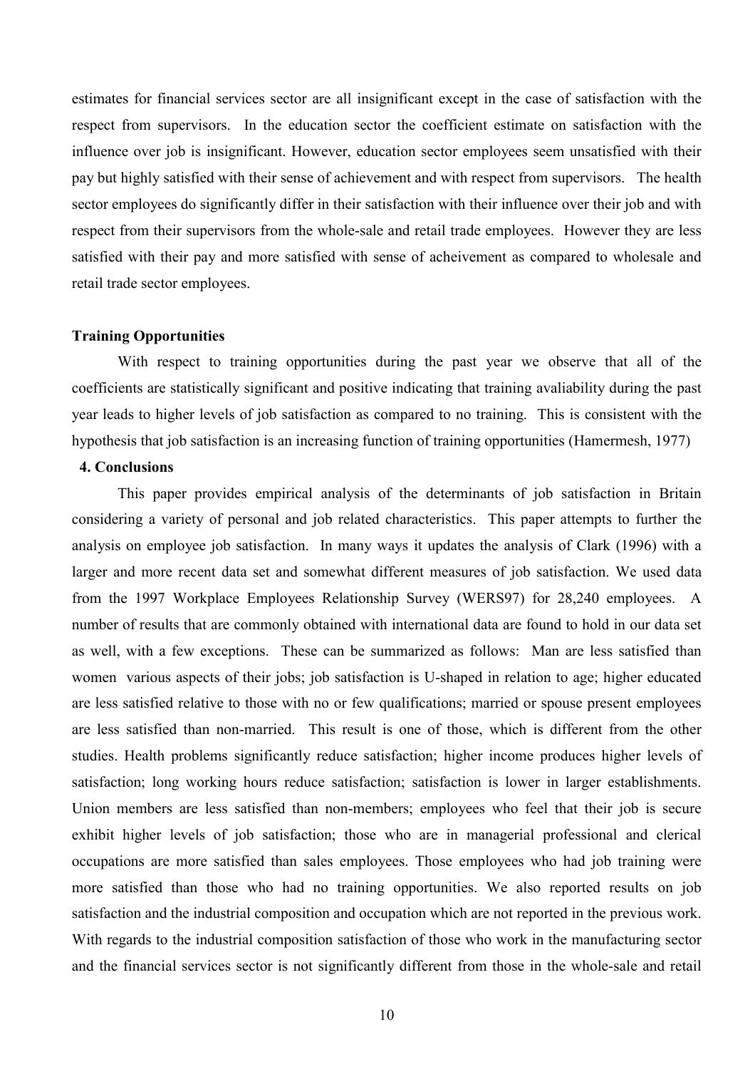estimates for financial services sector are all insignificant except in the case of satisfaction with the respect from supervisors. In the education sector the coefficient estimate on satisfaction with the influence over job is insignificant. However, education sector employees seem unsatisfied with their pay but highly satisfied with their sense of achievement and with respect from supervisors. The health sector employees do significantly differ in their satisfaction with their influence over their job and with respect from their supervisors from the whole-sale and retail trade employees. However they are less satisfied with their pay and more satisfied with sense of acheivement as compared to wholesale and retail trade sector employees.

**Training Opportunities**

With respect to training opportunities during the past year we observe that all of the coefficients are statistically significant and positive indicating that training avaliability during the past year leads to higher levels of job satisfaction as compared to no training. This is consistent with the hypothesis that job satisfaction is an increasing function of training opportunities (Hamermesh, 1977)

## 4. Conclusions

This paper provides empirical analysis of the determinants of job satisfaction in Britain considering a variety of personal and job related characteristics. This paper attempts to further the analysis on employee job satisfaction. In many ways it updates the analysis of Clark (1996) with a larger and more recent data set and somewhat different measures of job satisfaction. We used data from the 1997 Workplace Employees Relationship Survey (WERS97) for 28,240 employees. A number of results that are commonly obtained with international data are found to hold in our data set as well, with a few exceptions. These can be summarized as follows: Man are less satisfied than women various aspects of their jobs; job satisfaction is U-shaped in relation to age; higher educated are less satisfied relative to those with no or few qualifications; married or spouse present employees are less satisfied than non-married. This result is one of those, which is different from the other studies. Health problems significantly reduce satisfaction; higher income produces higher levels of satisfaction; long working hours reduce satisfaction; satisfaction is lower in larger establishments. Union members are less satisfied than non-members; employees who feel that their job is secure exhibit higher levels of job satisfaction; those who are in managerial professional and clerical occupations are more satisfied than sales employees. Those employees who had job training were more satisfied than those who had no training opportunities. We also reported results on job satisfaction and the industrial composition and occupation which are not reported in the previous work. With regards to the industrial composition satisfaction of those who work in the manufacturing sector and the financial services sector is not significantly different from those in the whole-sale and retail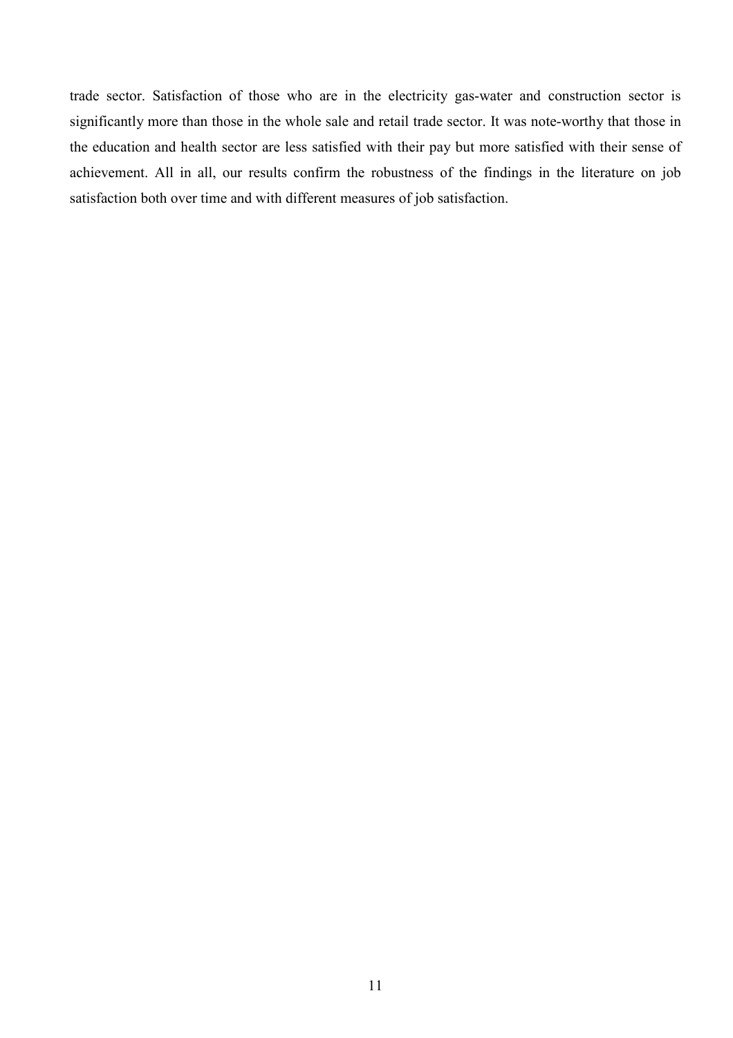trade sector. Satisfaction of those who are in the electricity gas-water and construction sector is significantly more than those in the whole sale and retail trade sector. It was note-worthy that those in the education and health sector are less satisfied with their pay but more satisfied with their sense of achievement. All in all, our results confirm the robustness of the findings in the literature on job satisfaction both over time and with different measures of job satisfaction.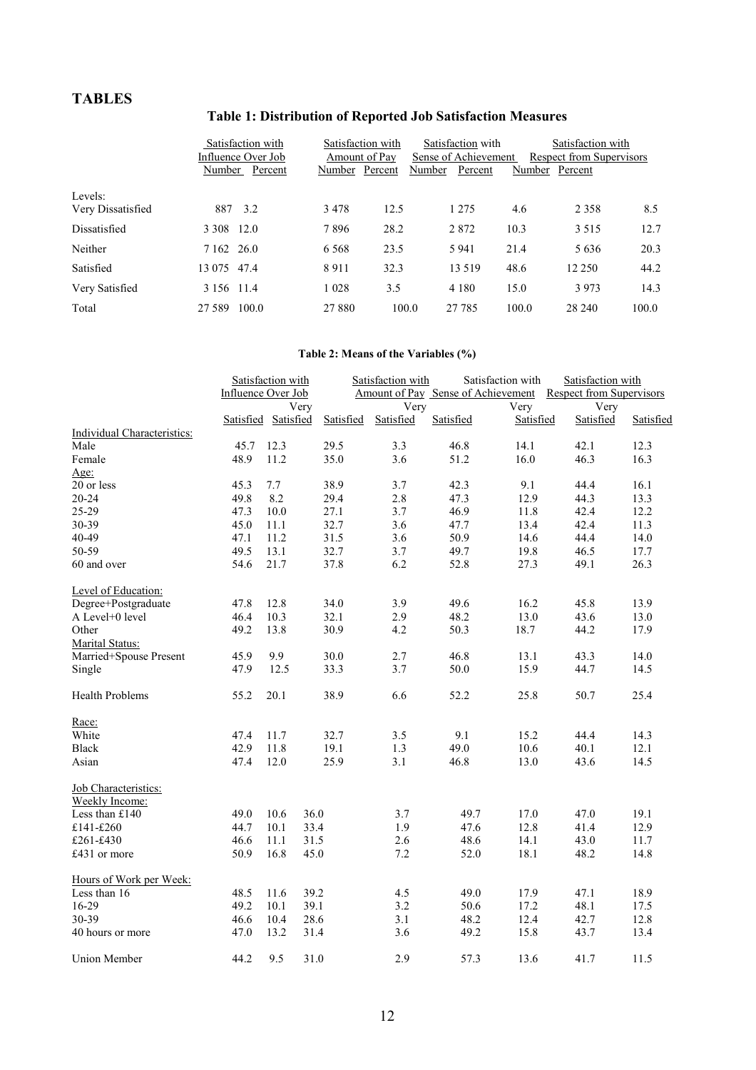## TABLES

### Table 1: Distribution of Reported Job Satisfaction Measures

| | Satisfaction with Influence Over Job | | Satisfaction with Amount of Pay | | Satisfaction with Sense of Achievement | | Satisfaction with Respect from Supervisors | |
|---|---|---|---|---|---|---|---|---|
| | Number | Percent | Number | Percent | Number | Percent | Number | Percent |
| Levels: | | | | | | | | |
| Very Dissatisfied | 887 | 3.2 | 3 478 | 12.5 | 1 275 | 4.6 | 2 358 | 8.5 |
| Dissatisfied | 3 308 | 12.0 | 7 896 | 28.2 | 2 872 | 10.3 | 3 515 | 12.7 |
| Neither | 7 162 | 26.0 | 6 568 | 23.5 | 5 941 | 21.4 | 5 636 | 20.3 |
| Satisfied | 13 075 | 47.4 | 8 911 | 32.3 | 13 519 | 48.6 | 12 250 | 44.2 |
| Very Satisfied | 3 156 | 11.4 | 1 028 | 3.5 | 4 180 | 15.0 | 3 973 | 14.3 |
| Total | 27 589 | 100.0 | 27 880 | 100.0 | 27 785 | 100.0 | 28 240 | 100.0 |

### Table 2: Means of the Variables (%)

| | Satisfaction with Influence Over Job | | Satisfaction with Amount of Pay | | Satisfaction with Sense of Achievement | | Satisfaction with Respect from Supervisors | |
|---|---|---|---|---|---|---|---|---|
| | Satisfied | Very Satisfied | Satisfied | Very Satisfied | Satisfied | Very Satisfied | Satisfied | Very Satisfied |
| Individual Characteristics: | | | | | | | | |
| Male | 45.7 | 12.3 | 29.5 | 3.3 | 46.8 | 14.1 | 42.1 | 12.3 |
| Female | 48.9 | 11.2 | 35.0 | 3.6 | 51.2 | 16.0 | 46.3 | 16.3 |
| Age: | | | | | | | | |
| 20 or less | 45.3 | 7.7 | 38.9 | 3.7 | 42.3 | 9.1 | 44.4 | 16.1 |
| 20-24 | 49.8 | 8.2 | 29.4 | 2.8 | 47.3 | 12.9 | 44.3 | 13.3 |
| 25-29 | 47.3 | 10.0 | 27.1 | 3.7 | 46.9 | 11.8 | 42.4 | 12.2 |
| 30-39 | 45.0 | 11.1 | 32.7 | 3.6 | 47.7 | 13.4 | 42.4 | 11.3 |
| 40-49 | 47.1 | 11.2 | 31.5 | 3.6 | 50.9 | 14.6 | 44.4 | 14.0 |
| 50-59 | 49.5 | 13.1 | 32.7 | 3.7 | 49.7 | 19.8 | 46.5 | 17.7 |
| 60 and over | 54.6 | 21.7 | 37.8 | 6.2 | 52.8 | 27.3 | 49.1 | 26.3 |
| Level of Education: | | | | | | | | |
| Degree+Postgraduate | 47.8 | 12.8 | 34.0 | 3.9 | 49.6 | 16.2 | 45.8 | 13.9 |
| A Level+0 level | 46.4 | 10.3 | 32.1 | 2.9 | 48.2 | 13.0 | 43.6 | 13.0 |
| Other | 49.2 | 13.8 | 30.9 | 4.2 | 50.3 | 18.7 | 44.2 | 17.9 |
| Marital Status: | | | | | | | | |
| Married+Spouse Present | 45.9 | 9.9 | 30.0 | 2.7 | 46.8 | 13.1 | 43.3 | 14.0 |
| Single | 47.9 | 12.5 | 33.3 | 3.7 | 50.0 | 15.9 | 44.7 | 14.5 |
| Health Problems | 55.2 | 20.1 | 38.9 | 6.6 | 52.2 | 25.8 | 50.7 | 25.4 |
| Race: | | | | | | | | |
| White | 47.4 | 11.7 | 32.7 | 3.5 | 9.1 | 15.2 | 44.4 | 14.3 |
| Black | 42.9 | 11.8 | 19.1 | 1.3 | 49.0 | 10.6 | 40.1 | 12.1 |
| Asian | 47.4 | 12.0 | 25.9 | 3.1 | 46.8 | 13.0 | 43.6 | 14.5 |
| Job Characteristics: | | | | | | | | |
| Weekly Income: | | | | | | | | |
| Less than £140 | 49.0 | 10.6 | 36.0 | 3.7 | 49.7 | 17.0 | 47.0 | 19.1 |
| £141-£260 | 44.7 | 10.1 | 33.4 | 1.9 | 47.6 | 12.8 | 41.4 | 12.9 |
| £261-£430 | 46.6 | 11.1 | 31.5 | 2.6 | 48.6 | 14.1 | 43.0 | 11.7 |
| £431 or more | 50.9 | 16.8 | 45.0 | 7.2 | 52.0 | 18.1 | 48.2 | 14.8 |
| Hours of Work per Week: | | | | | | | | |
| Less than 16 | 48.5 | 11.6 | 39.2 | 4.5 | 49.0 | 17.9 | 47.1 | 18.9 |
| 16-29 | 49.2 | 10.1 | 39.1 | 3.2 | 50.6 | 17.2 | 48.1 | 17.5 |
| 30-39 | 46.6 | 10.4 | 28.6 | 3.1 | 48.2 | 12.4 | 42.7 | 12.8 |
| 40 hours or more | 47.0 | 13.2 | 31.4 | 3.6 | 49.2 | 15.8 | 43.7 | 13.4 |
| Union Member | 44.2 | 9.5 | 31.0 | 2.9 | 57.3 | 13.6 | 41.7 | 11.5 |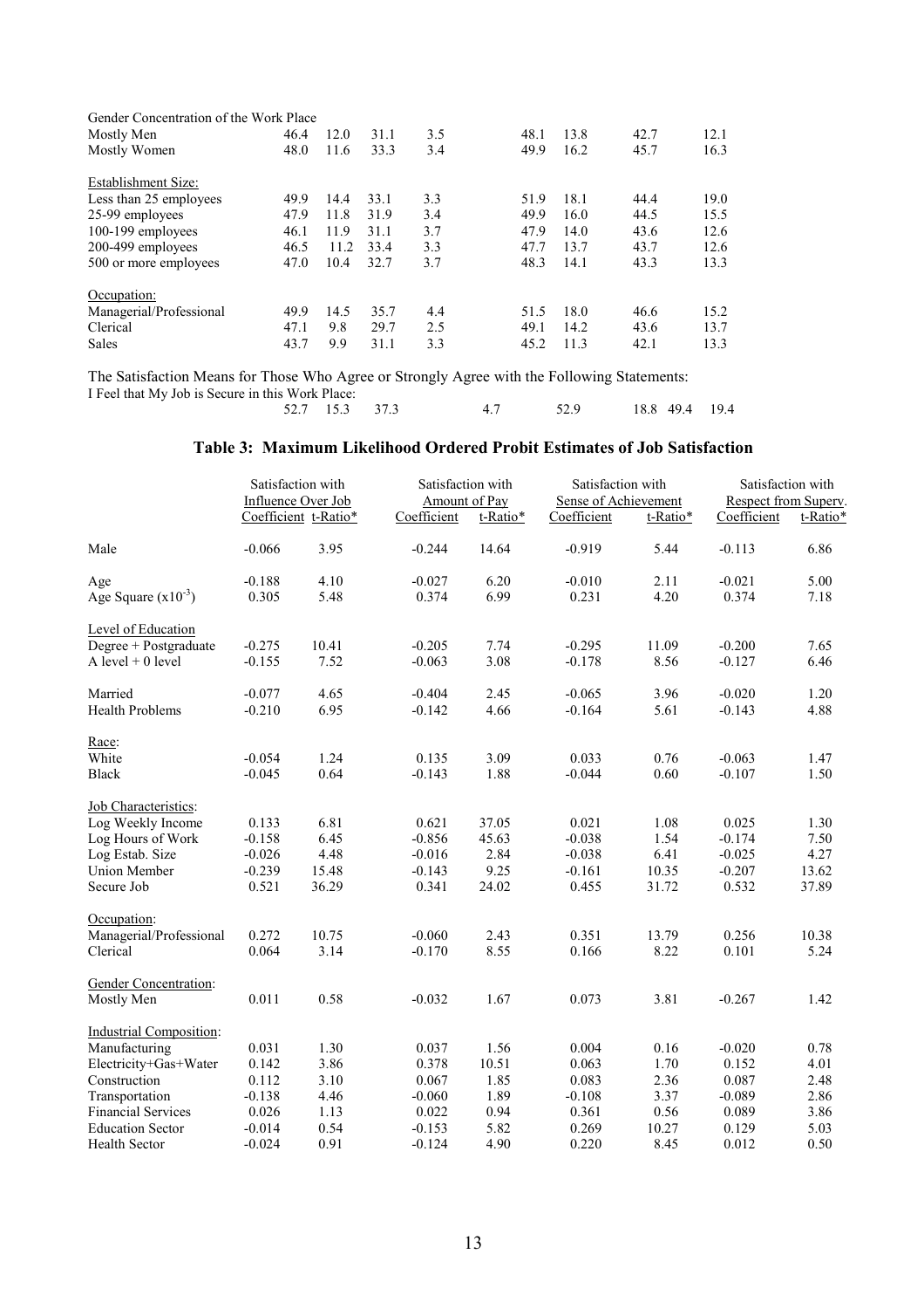| | | | | | | | | |
|---|---|---|---|---|---|---|---|---|
| Gender Concentration of the Work Place | | | | | | | | |
| Mostly Men | 46.4 | 12.0 | 31.1 | 3.5 | 48.1 | 13.8 | 42.7 | 12.1 |
| Mostly Women | 48.0 | 11.6 | 33.3 | 3.4 | 49.9 | 16.2 | 45.7 | 16.3 |
| Establishment Size: | | | | | | | | |
| Less than 25 employees | 49.9 | 14.4 | 33.1 | 3.3 | 51.9 | 18.1 | 44.4 | 19.0 |
| 25-99 employees | 47.9 | 11.8 | 31.9 | 3.4 | 49.9 | 16.0 | 44.5 | 15.5 |
| 100-199 employees | 46.1 | 11.9 | 31.1 | 3.7 | 47.9 | 14.0 | 43.6 | 12.6 |
| 200-499 employees | 46.5 | 11.2 | 33.4 | 3.3 | 47.7 | 13.7 | 43.7 | 12.6 |
| 500 or more employees | 47.0 | 10.4 | 32.7 | 3.7 | 48.3 | 14.1 | 43.3 | 13.3 |
| Occupation: | | | | | | | | |
| Managerial/Professional | 49.9 | 14.5 | 35.7 | 4.4 | 51.5 | 18.0 | 46.6 | 15.2 |
| Clerical | 47.1 | 9.8 | 29.7 | 2.5 | 49.1 | 14.2 | 43.6 | 13.7 |
| Sales | 43.7 | 9.9 | 31.1 | 3.3 | 45.2 | 11.3 | 42.1 | 13.3 |
| The Satisfaction Means for Those Who Agree or Strongly Agree with the Following Statements: | | | | | | | | |
| I Feel that My Job is Secure in this Work Place: | 52.7 | 15.3 | 37.3 | 4.7 | 52.9 | 18.8 | 49.4 | 19.4 |

## Table 3: Maximum Likelihood Ordered Probit Estimates of Job Satisfaction

| | Satisfaction with Influence Over Job | | Satisfaction with Amount of Pay | | Satisfaction with Sense of Achievement | | Satisfaction with Respect from Superv. | |
|---|---|---|---|---|---|---|---|---|
| | Coefficient | t-Ratio* | Coefficient | t-Ratio* | Coefficient | t-Ratio* | Coefficient | t-Ratio* |
| Male | -0.066 | 3.95 | -0.244 | 14.64 | -0.919 | 5.44 | -0.113 | 6.86 |
| Age | -0.188 | 4.10 | -0.027 | 6.20 | -0.010 | 2.11 | -0.021 | 5.00 |
| Age Square ($x10^{-3}$) | 0.305 | 5.48 | 0.374 | 6.99 | 0.231 | 4.20 | 0.374 | 7.18 |
| Level of Education | | | | | | | | |
| Degree + Postgraduate | -0.275 | 10.41 | -0.205 | 7.74 | -0.295 | 11.09 | -0.200 | 7.65 |
| A level + 0 level | -0.155 | 7.52 | -0.063 | 3.08 | -0.178 | 8.56 | -0.127 | 6.46 |
| Married | -0.077 | 4.65 | -0.404 | 2.45 | -0.065 | 3.96 | -0.020 | 1.20 |
| Health Problems | -0.210 | 6.95 | -0.142 | 4.66 | -0.164 | 5.61 | -0.143 | 4.88 |
| Race: | | | | | | | | |
| White | -0.054 | 1.24 | 0.135 | 3.09 | 0.033 | 0.76 | -0.063 | 1.47 |
| Black | -0.045 | 0.64 | -0.143 | 1.88 | -0.044 | 0.60 | -0.107 | 1.50 |
| Job Characteristics: | | | | | | | | |
| Log Weekly Income | 0.133 | 6.81 | 0.621 | 37.05 | 0.021 | 1.08 | 0.025 | 1.30 |
| Log Hours of Work | -0.158 | 6.45 | -0.856 | 45.63 | -0.038 | 1.54 | -0.174 | 7.50 |
| Log Estab. Size | -0.026 | 4.48 | -0.016 | 2.84 | -0.038 | 6.41 | -0.025 | 4.27 |
| Union Member | -0.239 | 15.48 | -0.143 | 9.25 | -0.161 | 10.35 | -0.207 | 13.62 |
| Secure Job | 0.521 | 36.29 | 0.341 | 24.02 | 0.455 | 31.72 | 0.532 | 37.89 |
| Occupation: | | | | | | | | |
| Managerial/Professional | 0.272 | 10.75 | -0.060 | 2.43 | 0.351 | 13.79 | 0.256 | 10.38 |
| Clerical | 0.064 | 3.14 | -0.170 | 8.55 | 0.166 | 8.22 | 0.101 | 5.24 |
| Gender Concentration: | | | | | | | | |
| Mostly Men | 0.011 | 0.58 | -0.032 | 1.67 | 0.073 | 3.81 | -0.267 | 1.42 |
| Industrial Composition: | | | | | | | | |
| Manufacturing | 0.031 | 1.30 | 0.037 | 1.56 | 0.004 | 0.16 | -0.020 | 0.78 |
| Electricity+Gas+Water | 0.142 | 3.86 | 0.378 | 10.51 | 0.063 | 1.70 | 0.152 | 4.01 |
| Construction | 0.112 | 3.10 | 0.067 | 1.85 | 0.083 | 2.36 | 0.087 | 2.48 |
| Transportation | -0.138 | 4.46 | -0.060 | 1.89 | -0.108 | 3.37 | -0.089 | 2.86 |
| Financial Services | 0.026 | 1.13 | 0.022 | 0.94 | 0.361 | 0.56 | 0.089 | 3.86 |
| Education Sector | -0.014 | 0.54 | -0.153 | 5.82 | 0.269 | 10.27 | 0.129 | 5.03 |
| Health Sector | -0.024 | 0.91 | -0.124 | 4.90 | 0.220 | 8.45 | 0.012 | 0.50 |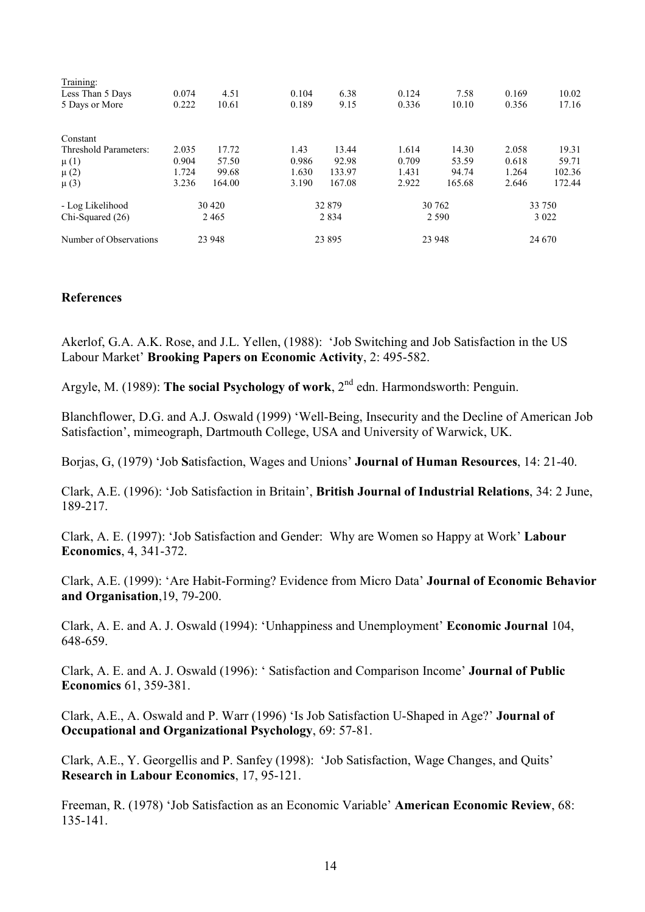| | | | | | | | | |
|---|---|---|---|---|---|---|---|---|
| Training: | | | | | | | | |
| Less Than 5 Days | 0.074 | 4.51 | 0.104 | 6.38 | 0.124 | 7.58 | 0.169 | 10.02 |
| 5 Days or More | 0.222 | 10.61 | 0.189 | 9.15 | 0.336 | 10.10 | 0.356 | 17.16 |
| Constant | | | | | | | | |
| Threshold Parameters: | 2.035 | 17.72 | 1.43 | 13.44 | 1.614 | 14.30 | 2.058 | 19.31 |
| μ (1) | 0.904 | 57.50 | 0.986 | 92.98 | 0.709 | 53.59 | 0.618 | 59.71 |
| μ (2) | 1.724 | 99.68 | 1.630 | 133.97 | 1.431 | 94.74 | 1.264 | 102.36 |
| μ (3) | 3.236 | 164.00 | 3.190 | 167.08 | 2.922 | 165.68 | 2.646 | 172.44 |
| - Log Likelihood | 30 420 | | 32 879 | | 30 762 | | 33 750 | |
| Chi-Squared (26) | 2 465 | | 2 834 | | 2 590 | | 3 022 | |
| Number of Observations | 23 948 | | 23 895 | | 23 948 | | 24 670 | |

**References**

Akerlof, G.A. A.K. Rose, and J.L. Yellen, (1988): 'Job Switching and Job Satisfaction in the US Labour Market' **Brooking Papers on Economic Activity**, 2: 495-582.

Argyle, M. (1989): **The social Psychology of work**, 2nd edn. Harmondsworth: Penguin.

Blanchflower, D.G. and A.J. Oswald (1999) 'Well-Being, Insecurity and the Decline of American Job Satisfaction', mimeograph, Dartmouth College, USA and University of Warwick, UK.

Borjas, G, (1979) 'Job **S**atisfaction, Wages and Unions' **Journal of Human Resources**, 14: 21-40.

Clark, A.E. (1996): 'Job Satisfaction in Britain', **British Journal of Industrial Relations**, 34: 2 June, 189-217.

Clark, A. E. (1997): 'Job Satisfaction and Gender: Why are Women so Happy at Work' **Labour Economics**, 4, 341-372.

Clark, A.E. (1999): 'Are Habit-Forming? Evidence from Micro Data' **Journal of Economic Behavior and Organisation**,19, 79-200.

Clark, A. E. and A. J. Oswald (1994): 'Unhappiness and Unemployment' **Economic Journal** 104, 648-659.

Clark, A. E. and A. J. Oswald (1996): ' Satisfaction and Comparison Income' **Journal of Public Economics** 61, 359-381.

Clark, A.E., A. Oswald and P. Warr (1996) 'Is Job Satisfaction U-Shaped in Age?' **Journal of Occupational and Organizational Psychology**, 69: 57-81.

Clark, A.E., Y. Georgellis and P. Sanfey (1998): 'Job Satisfaction, Wage Changes, and Quits' **Research in Labour Economics**, 17, 95-121.

Freeman, R. (1978) 'Job Satisfaction as an Economic Variable' **American Economic Review**, 68: 135-141.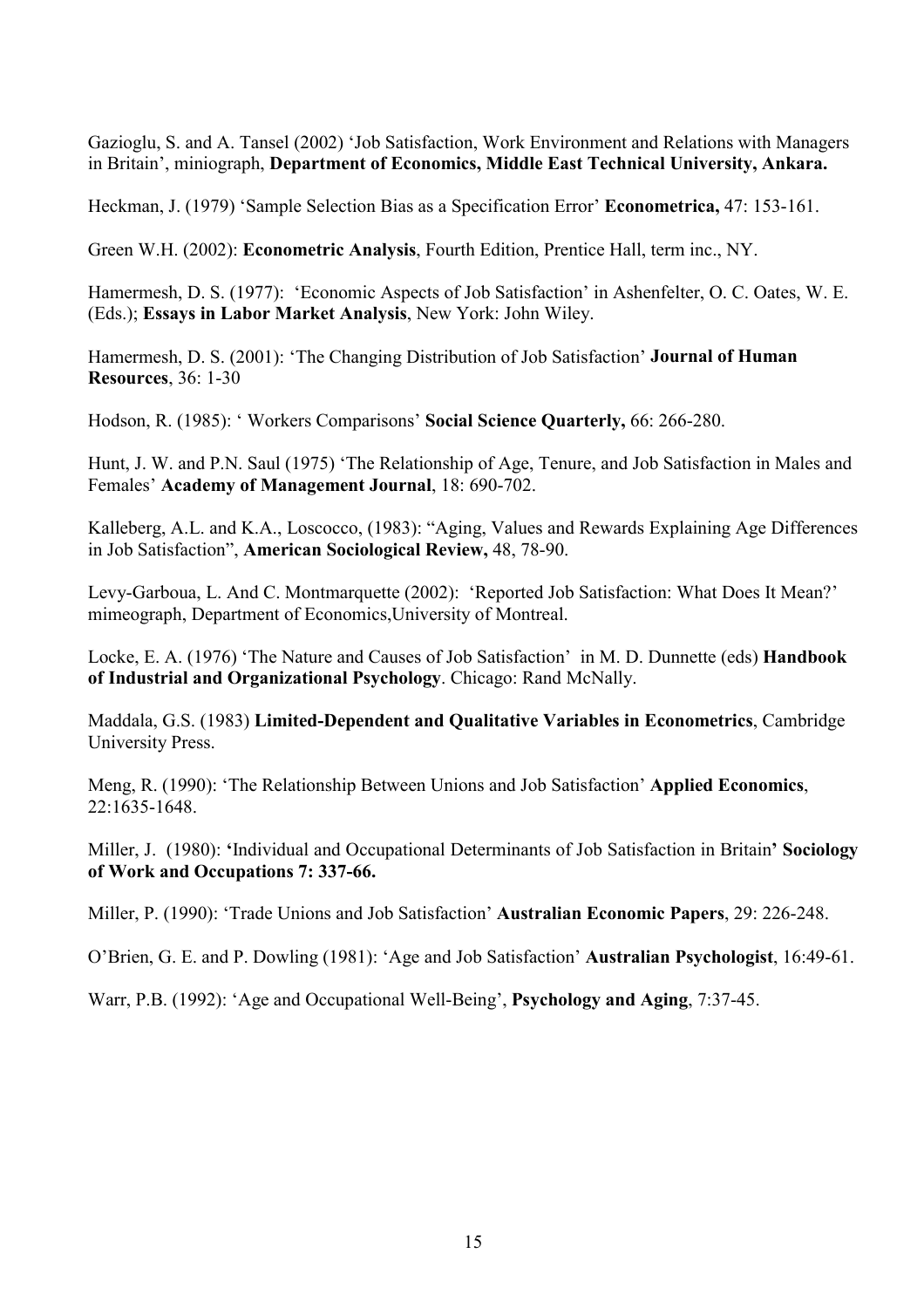Gazioglu, S. and A. Tansel (2002) 'Job Satisfaction, Work Environment and Relations with Managers in Britain', miniograph, **Department of Economics, Middle East Technical University, Ankara.**

Heckman, J. (1979) 'Sample Selection Bias as a Specification Error' **Econometrica,** 47: 153-161.

Green W.H. (2002): **Econometric Analysis**, Fourth Edition, Prentice Hall, term inc., NY.

Hamermesh, D. S. (1977): 'Economic Aspects of Job Satisfaction' in Ashenfelter, O. C. Oates, W. E. (Eds.); **Essays in Labor Market Analysis**, New York: John Wiley.

Hamermesh, D. S. (2001): 'The Changing Distribution of Job Satisfaction' **Journal of Human Resources**, 36: 1-30

Hodson, R. (1985): ' Workers Comparisons' **Social Science Quarterly,** 66: 266-280.

Hunt, J. W. and P.N. Saul (1975) 'The Relationship of Age, Tenure, and Job Satisfaction in Males and Females' **Academy of Management Journal**, 18: 690-702.

Kalleberg, A.L. and K.A., Loscocco, (1983): "Aging, Values and Rewards Explaining Age Differences in Job Satisfaction", **American Sociological Review,** 48, 78-90.

Levy-Garboua, L. And C. Montmarquette (2002): 'Reported Job Satisfaction: What Does It Mean?' mimeograph, Department of Economics,University of Montreal.

Locke, E. A. (1976) 'The Nature and Causes of Job Satisfaction' in M. D. Dunnette (eds) **Handbook of Industrial and Organizational Psychology**. Chicago: Rand McNally.

Maddala, G.S. (1983) **Limited-Dependent and Qualitative Variables in Econometrics**, Cambridge University Press.

Meng, R. (1990): 'The Relationship Between Unions and Job Satisfaction' **Applied Economics**, 22:1635-1648.

Miller, J. (1980): **'**Individual and Occupational Determinants of Job Satisfaction in Britain**' Sociology of Work and Occupations 7: 337-66.**

Miller, P. (1990): 'Trade Unions and Job Satisfaction' **Australian Economic Papers**, 29: 226-248.

O'Brien, G. E. and P. Dowling (1981): 'Age and Job Satisfaction' **Australian Psychologist**, 16:49-61.

Warr, P.B. (1992): 'Age and Occupational Well-Being', **Psychology and Aging**, 7:37-45.